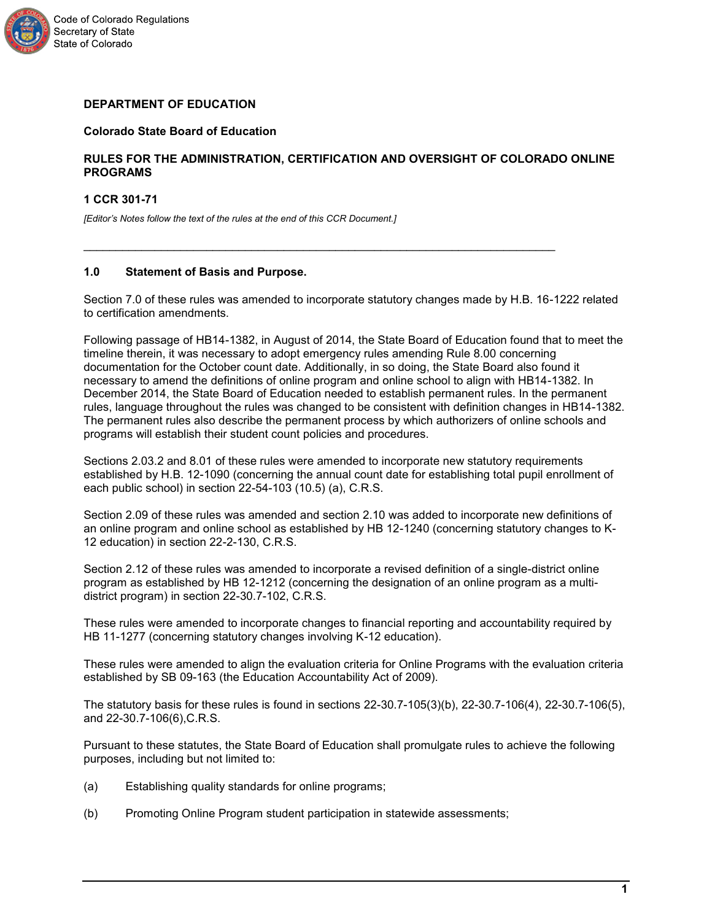**DEPARTMENT OF EDUCATION**

**Colorado State Board of Education**

**RULES FOR THE ADMINISTRATION, CERTIFICATION AND OVERSIGHT OF COLORADO ONLINE PROGRAMS**

**1 CCR 301-71**

*[Editor's Notes follow the text of the rules at the end of this CCR Document.]*

---

## 1.0 Statement of Basis and Purpose.

Section 7.0 of these rules was amended to incorporate statutory changes made by H.B. 16-1222 related to certification amendments.

Following passage of HB14-1382, in August of 2014, the State Board of Education found that to meet the timeline therein, it was necessary to adopt emergency rules amending Rule 8.00 concerning documentation for the October count date. Additionally, in so doing, the State Board also found it necessary to amend the definitions of online program and online school to align with HB14-1382. In December 2014, the State Board of Education needed to establish permanent rules. In the permanent rules, language throughout the rules was changed to be consistent with definition changes in HB14-1382. The permanent rules also describe the permanent process by which authorizers of online schools and programs will establish their student count policies and procedures.

Sections 2.03.2 and 8.01 of these rules were amended to incorporate new statutory requirements established by H.B. 12-1090 (concerning the annual count date for establishing total pupil enrollment of each public school) in section 22-54-103 (10.5) (a), C.R.S.

Section 2.09 of these rules was amended and section 2.10 was added to incorporate new definitions of an online program and online school as established by HB 12-1240 (concerning statutory changes to K-12 education) in section 22-2-130, C.R.S.

Section 2.12 of these rules was amended to incorporate a revised definition of a single-district online program as established by HB 12-1212 (concerning the designation of an online program as a multi-district program) in section 22-30.7-102, C.R.S.

These rules were amended to incorporate changes to financial reporting and accountability required by HB 11-1277 (concerning statutory changes involving K-12 education).

These rules were amended to align the evaluation criteria for Online Programs with the evaluation criteria established by SB 09-163 (the Education Accountability Act of 2009).

The statutory basis for these rules is found in sections 22-30.7-105(3)(b), 22-30.7-106(4), 22-30.7-106(5), and 22-30.7-106(6),C.R.S.

Pursuant to these statutes, the State Board of Education shall promulgate rules to achieve the following purposes, including but not limited to:

(a) Establishing quality standards for online programs;

(b) Promoting Online Program student participation in statewide assessments;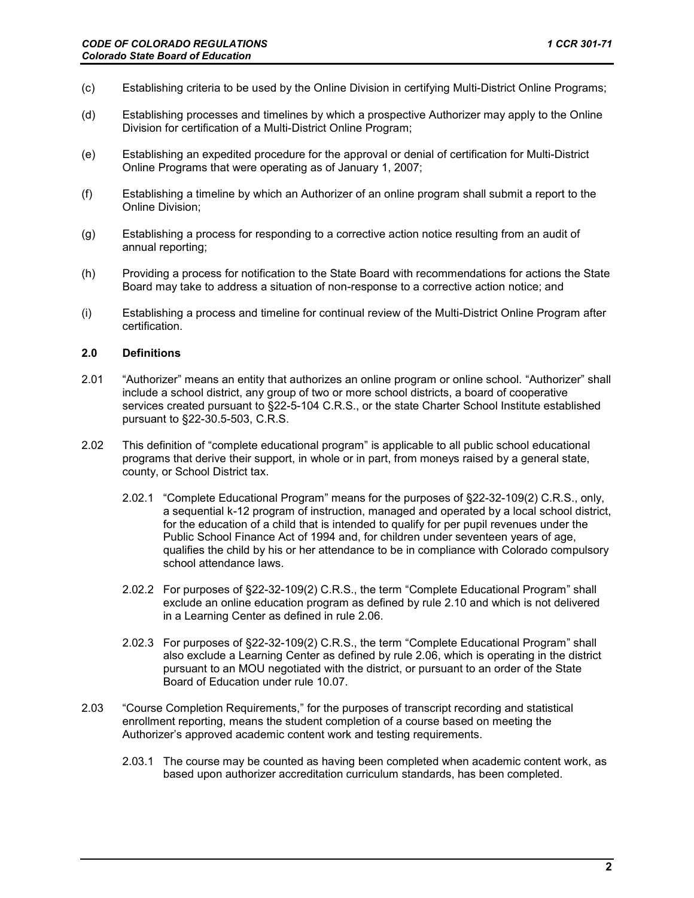(c) Establishing criteria to be used by the Online Division in certifying Multi-District Online Programs;

(d) Establishing processes and timelines by which a prospective Authorizer may apply to the Online Division for certification of a Multi-District Online Program;

(e) Establishing an expedited procedure for the approval or denial of certification for Multi-District Online Programs that were operating as of January 1, 2007;

(f) Establishing a timeline by which an Authorizer of an online program shall submit a report to the Online Division;

(g) Establishing a process for responding to a corrective action notice resulting from an audit of annual reporting;

(h) Providing a process for notification to the State Board with recommendations for actions the State Board may take to address a situation of non-response to a corrective action notice; and

(i) Establishing a process and timeline for continual review of the Multi-District Online Program after certification.

## 2.0 Definitions

2.01 "Authorizer" means an entity that authorizes an online program or online school. "Authorizer" shall include a school district, any group of two or more school districts, a board of cooperative services created pursuant to §22-5-104 C.R.S., or the state Charter School Institute established pursuant to §22-30.5-503, C.R.S.

2.02 This definition of "complete educational program" is applicable to all public school educational programs that derive their support, in whole or in part, from moneys raised by a general state, county, or School District tax.

2.02.1 "Complete Educational Program" means for the purposes of §22-32-109(2) C.R.S., only, a sequential k-12 program of instruction, managed and operated by a local school district, for the education of a child that is intended to qualify for per pupil revenues under the Public School Finance Act of 1994 and, for children under seventeen years of age, qualifies the child by his or her attendance to be in compliance with Colorado compulsory school attendance laws.

2.02.2 For purposes of §22-32-109(2) C.R.S., the term "Complete Educational Program" shall exclude an online education program as defined by rule 2.10 and which is not delivered in a Learning Center as defined in rule 2.06.

2.02.3 For purposes of §22-32-109(2) C.R.S., the term "Complete Educational Program" shall also exclude a Learning Center as defined by rule 2.06, which is operating in the district pursuant to an MOU negotiated with the district, or pursuant to an order of the State Board of Education under rule 10.07.

2.03 "Course Completion Requirements," for the purposes of transcript recording and statistical enrollment reporting, means the student completion of a course based on meeting the Authorizer's approved academic content work and testing requirements.

2.03.1 The course may be counted as having been completed when academic content work, as based upon authorizer accreditation curriculum standards, has been completed.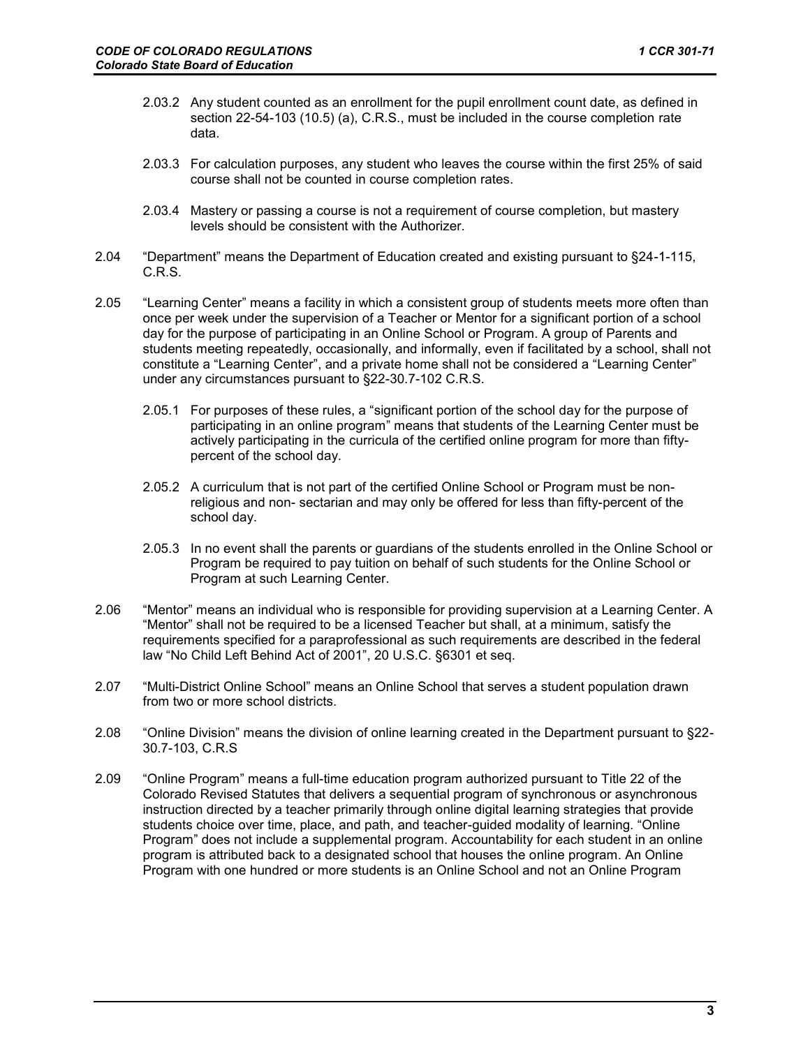2.03.2 Any student counted as an enrollment for the pupil enrollment count date, as defined in section 22-54-103 (10.5) (a), C.R.S., must be included in the course completion rate data.

2.03.3 For calculation purposes, any student who leaves the course within the first 25% of said course shall not be counted in course completion rates.

2.03.4 Mastery or passing a course is not a requirement of course completion, but mastery levels should be consistent with the Authorizer.

2.04 "Department" means the Department of Education created and existing pursuant to §24-1-115, C.R.S.

2.05 "Learning Center" means a facility in which a consistent group of students meets more often than once per week under the supervision of a Teacher or Mentor for a significant portion of a school day for the purpose of participating in an Online School or Program. A group of Parents and students meeting repeatedly, occasionally, and informally, even if facilitated by a school, shall not constitute a "Learning Center", and a private home shall not be considered a "Learning Center" under any circumstances pursuant to §22-30.7-102 C.R.S.

2.05.1 For purposes of these rules, a "significant portion of the school day for the purpose of participating in an online program" means that students of the Learning Center must be actively participating in the curricula of the certified online program for more than fifty-percent of the school day.

2.05.2 A curriculum that is not part of the certified Online School or Program must be non-religious and non- sectarian and may only be offered for less than fifty-percent of the school day.

2.05.3 In no event shall the parents or guardians of the students enrolled in the Online School or Program be required to pay tuition on behalf of such students for the Online School or Program at such Learning Center.

2.06 "Mentor" means an individual who is responsible for providing supervision at a Learning Center. A "Mentor" shall not be required to be a licensed Teacher but shall, at a minimum, satisfy the requirements specified for a paraprofessional as such requirements are described in the federal law "No Child Left Behind Act of 2001", 20 U.S.C. §6301 et seq.

2.07 "Multi-District Online School" means an Online School that serves a student population drawn from two or more school districts.

2.08 "Online Division" means the division of online learning created in the Department pursuant to §22-30.7-103, C.R.S

2.09 "Online Program" means a full-time education program authorized pursuant to Title 22 of the Colorado Revised Statutes that delivers a sequential program of synchronous or asynchronous instruction directed by a teacher primarily through online digital learning strategies that provide students choice over time, place, and path, and teacher-guided modality of learning. "Online Program" does not include a supplemental program. Accountability for each student in an online program is attributed back to a designated school that houses the online program. An Online Program with one hundred or more students is an Online School and not an Online Program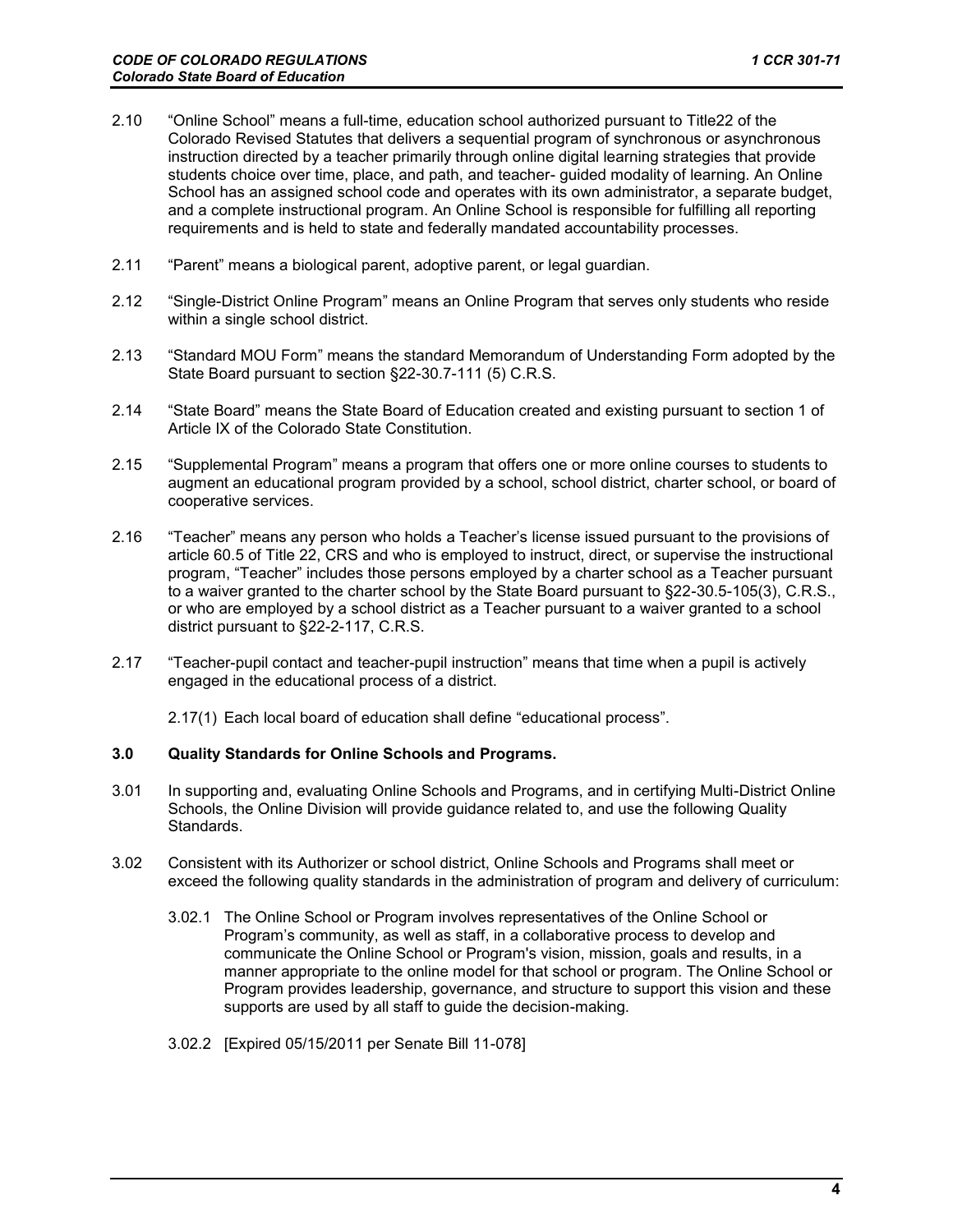2.10 "Online School" means a full-time, education school authorized pursuant to Title22 of the Colorado Revised Statutes that delivers a sequential program of synchronous or asynchronous instruction directed by a teacher primarily through online digital learning strategies that provide students choice over time, place, and path, and teacher- guided modality of learning. An Online School has an assigned school code and operates with its own administrator, a separate budget, and a complete instructional program. An Online School is responsible for fulfilling all reporting requirements and is held to state and federally mandated accountability processes.

2.11 "Parent" means a biological parent, adoptive parent, or legal guardian.

2.12 "Single-District Online Program" means an Online Program that serves only students who reside within a single school district.

2.13 "Standard MOU Form" means the standard Memorandum of Understanding Form adopted by the State Board pursuant to section §22-30.7-111 (5) C.R.S.

2.14 "State Board" means the State Board of Education created and existing pursuant to section 1 of Article IX of the Colorado State Constitution.

2.15 "Supplemental Program" means a program that offers one or more online courses to students to augment an educational program provided by a school, school district, charter school, or board of cooperative services.

2.16 "Teacher" means any person who holds a Teacher's license issued pursuant to the provisions of article 60.5 of Title 22, CRS and who is employed to instruct, direct, or supervise the instructional program, "Teacher" includes those persons employed by a charter school as a Teacher pursuant to a waiver granted to the charter school by the State Board pursuant to §22-30.5-105(3), C.R.S., or who are employed by a school district as a Teacher pursuant to a waiver granted to a school district pursuant to §22-2-117, C.R.S.

2.17 "Teacher-pupil contact and teacher-pupil instruction" means that time when a pupil is actively engaged in the educational process of a district.

2.17(1) Each local board of education shall define "educational process".

## 3.0 Quality Standards for Online Schools and Programs.

3.01 In supporting and, evaluating Online Schools and Programs, and in certifying Multi-District Online Schools, the Online Division will provide guidance related to, and use the following Quality Standards.

3.02 Consistent with its Authorizer or school district, Online Schools and Programs shall meet or exceed the following quality standards in the administration of program and delivery of curriculum:

3.02.1 The Online School or Program involves representatives of the Online School or Program's community, as well as staff, in a collaborative process to develop and communicate the Online School or Program's vision, mission, goals and results, in a manner appropriate to the online model for that school or program. The Online School or Program provides leadership, governance, and structure to support this vision and these supports are used by all staff to guide the decision-making.

3.02.2 [Expired 05/15/2011 per Senate Bill 11-078]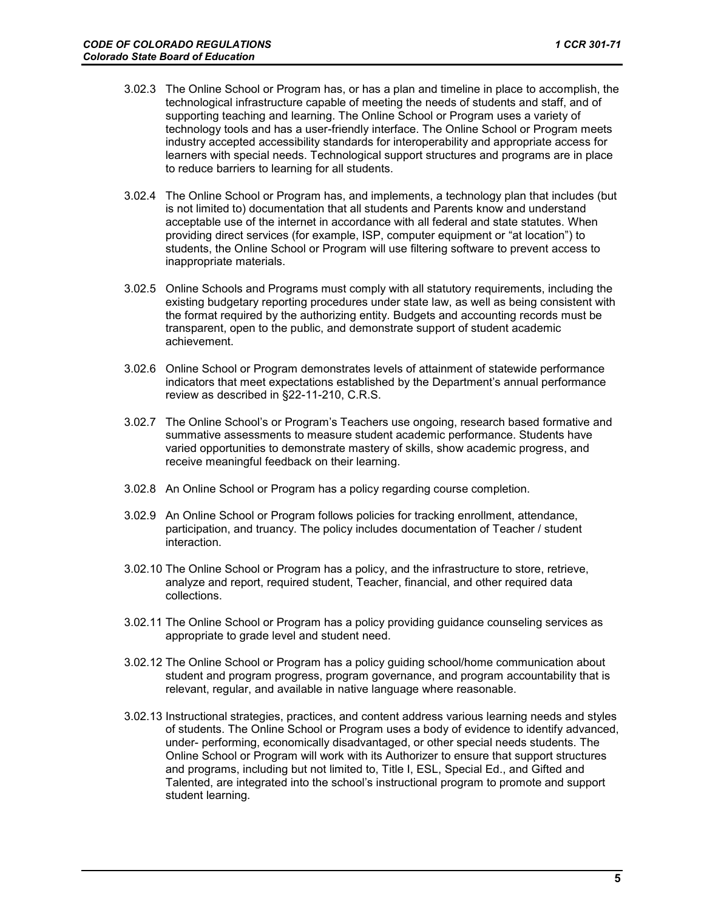3.02.3 The Online School or Program has, or has a plan and timeline in place to accomplish, the technological infrastructure capable of meeting the needs of students and staff, and of supporting teaching and learning. The Online School or Program uses a variety of technology tools and has a user-friendly interface. The Online School or Program meets industry accepted accessibility standards for interoperability and appropriate access for learners with special needs. Technological support structures and programs are in place to reduce barriers to learning for all students.

3.02.4 The Online School or Program has, and implements, a technology plan that includes (but is not limited to) documentation that all students and Parents know and understand acceptable use of the internet in accordance with all federal and state statutes. When providing direct services (for example, ISP, computer equipment or "at location") to students, the Online School or Program will use filtering software to prevent access to inappropriate materials.

3.02.5 Online Schools and Programs must comply with all statutory requirements, including the existing budgetary reporting procedures under state law, as well as being consistent with the format required by the authorizing entity. Budgets and accounting records must be transparent, open to the public, and demonstrate support of student academic achievement.

3.02.6 Online School or Program demonstrates levels of attainment of statewide performance indicators that meet expectations established by the Department's annual performance review as described in §22-11-210, C.R.S.

3.02.7 The Online School's or Program's Teachers use ongoing, research based formative and summative assessments to measure student academic performance. Students have varied opportunities to demonstrate mastery of skills, show academic progress, and receive meaningful feedback on their learning.

3.02.8 An Online School or Program has a policy regarding course completion.

3.02.9 An Online School or Program follows policies for tracking enrollment, attendance, participation, and truancy. The policy includes documentation of Teacher / student interaction.

3.02.10 The Online School or Program has a policy, and the infrastructure to store, retrieve, analyze and report, required student, Teacher, financial, and other required data collections.

3.02.11 The Online School or Program has a policy providing guidance counseling services as appropriate to grade level and student need.

3.02.12 The Online School or Program has a policy guiding school/home communication about student and program progress, program governance, and program accountability that is relevant, regular, and available in native language where reasonable.

3.02.13 Instructional strategies, practices, and content address various learning needs and styles of students. The Online School or Program uses a body of evidence to identify advanced, under- performing, economically disadvantaged, or other special needs students. The Online School or Program will work with its Authorizer to ensure that support structures and programs, including but not limited to, Title I, ESL, Special Ed., and Gifted and Talented, are integrated into the school's instructional program to promote and support student learning.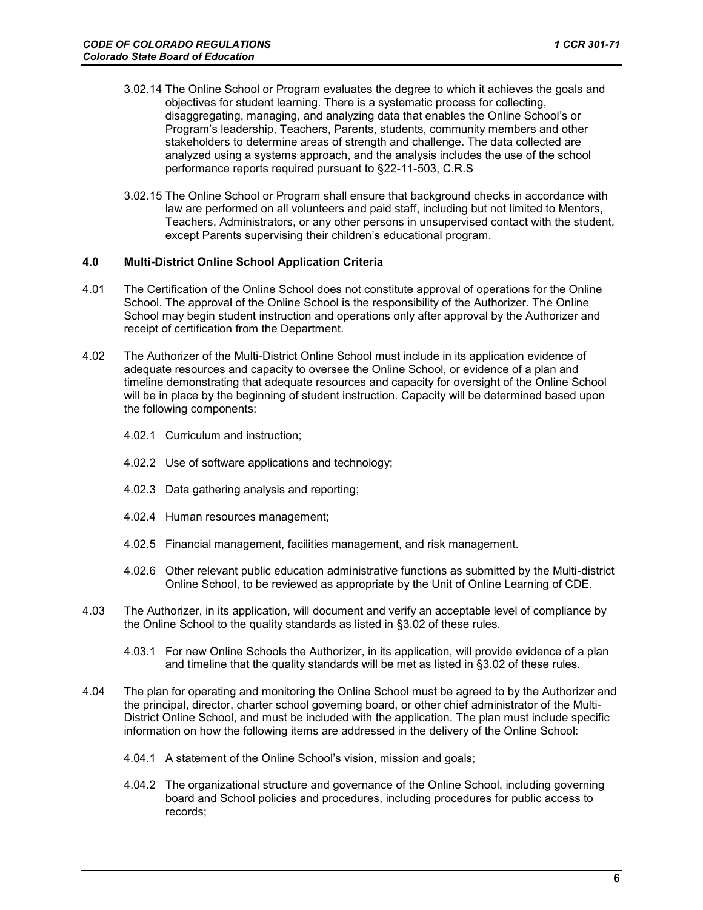3.02.14 The Online School or Program evaluates the degree to which it achieves the goals and objectives for student learning. There is a systematic process for collecting, disaggregating, managing, and analyzing data that enables the Online School's or Program's leadership, Teachers, Parents, students, community members and other stakeholders to determine areas of strength and challenge. The data collected are analyzed using a systems approach, and the analysis includes the use of the school performance reports required pursuant to §22-11-503, C.R.S

3.02.15 The Online School or Program shall ensure that background checks in accordance with law are performed on all volunteers and paid staff, including but not limited to Mentors, Teachers, Administrators, or any other persons in unsupervised contact with the student, except Parents supervising their children's educational program.

## 4.0 Multi-District Online School Application Criteria

4.01 The Certification of the Online School does not constitute approval of operations for the Online School. The approval of the Online School is the responsibility of the Authorizer. The Online School may begin student instruction and operations only after approval by the Authorizer and receipt of certification from the Department.

4.02 The Authorizer of the Multi-District Online School must include in its application evidence of adequate resources and capacity to oversee the Online School, or evidence of a plan and timeline demonstrating that adequate resources and capacity for oversight of the Online School will be in place by the beginning of student instruction. Capacity will be determined based upon the following components:

4.02.1 Curriculum and instruction;

4.02.2 Use of software applications and technology;

4.02.3 Data gathering analysis and reporting;

4.02.4 Human resources management;

4.02.5 Financial management, facilities management, and risk management.

4.02.6 Other relevant public education administrative functions as submitted by the Multi-district Online School, to be reviewed as appropriate by the Unit of Online Learning of CDE.

4.03 The Authorizer, in its application, will document and verify an acceptable level of compliance by the Online School to the quality standards as listed in §3.02 of these rules.

4.03.1 For new Online Schools the Authorizer, in its application, will provide evidence of a plan and timeline that the quality standards will be met as listed in §3.02 of these rules.

4.04 The plan for operating and monitoring the Online School must be agreed to by the Authorizer and the principal, director, charter school governing board, or other chief administrator of the Multi-District Online School, and must be included with the application. The plan must include specific information on how the following items are addressed in the delivery of the Online School:

4.04.1 A statement of the Online School's vision, mission and goals;

4.04.2 The organizational structure and governance of the Online School, including governing board and School policies and procedures, including procedures for public access to records;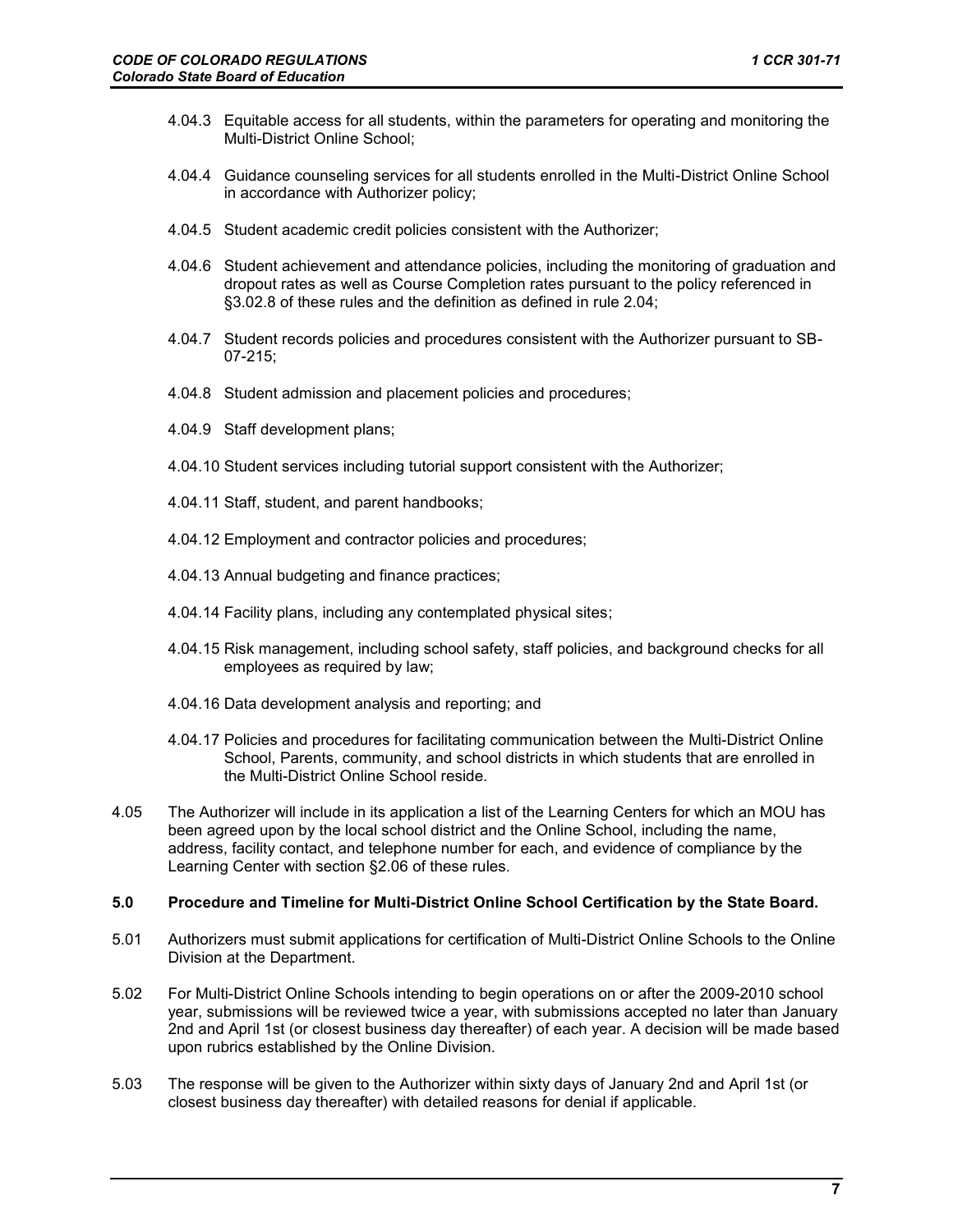4.04.3 Equitable access for all students, within the parameters for operating and monitoring the Multi-District Online School;

4.04.4 Guidance counseling services for all students enrolled in the Multi-District Online School in accordance with Authorizer policy;

4.04.5 Student academic credit policies consistent with the Authorizer;

4.04.6 Student achievement and attendance policies, including the monitoring of graduation and dropout rates as well as Course Completion rates pursuant to the policy referenced in §3.02.8 of these rules and the definition as defined in rule 2.04;

4.04.7 Student records policies and procedures consistent with the Authorizer pursuant to SB-07-215;

4.04.8 Student admission and placement policies and procedures;

4.04.9 Staff development plans;

4.04.10 Student services including tutorial support consistent with the Authorizer;

4.04.11 Staff, student, and parent handbooks;

4.04.12 Employment and contractor policies and procedures;

4.04.13 Annual budgeting and finance practices;

4.04.14 Facility plans, including any contemplated physical sites;

4.04.15 Risk management, including school safety, staff policies, and background checks for all employees as required by law;

4.04.16 Data development analysis and reporting; and

4.04.17 Policies and procedures for facilitating communication between the Multi-District Online School, Parents, community, and school districts in which students that are enrolled in the Multi-District Online School reside.

4.05 The Authorizer will include in its application a list of the Learning Centers for which an MOU has been agreed upon by the local school district and the Online School, including the name, address, facility contact, and telephone number for each, and evidence of compliance by the Learning Center with section §2.06 of these rules.

**5.0 Procedure and Timeline for Multi-District Online School Certification by the State Board.**

5.01 Authorizers must submit applications for certification of Multi-District Online Schools to the Online Division at the Department.

5.02 For Multi-District Online Schools intending to begin operations on or after the 2009-2010 school year, submissions will be reviewed twice a year, with submissions accepted no later than January 2nd and April 1st (or closest business day thereafter) of each year. A decision will be made based upon rubrics established by the Online Division.

5.03 The response will be given to the Authorizer within sixty days of January 2nd and April 1st (or closest business day thereafter) with detailed reasons for denial if applicable.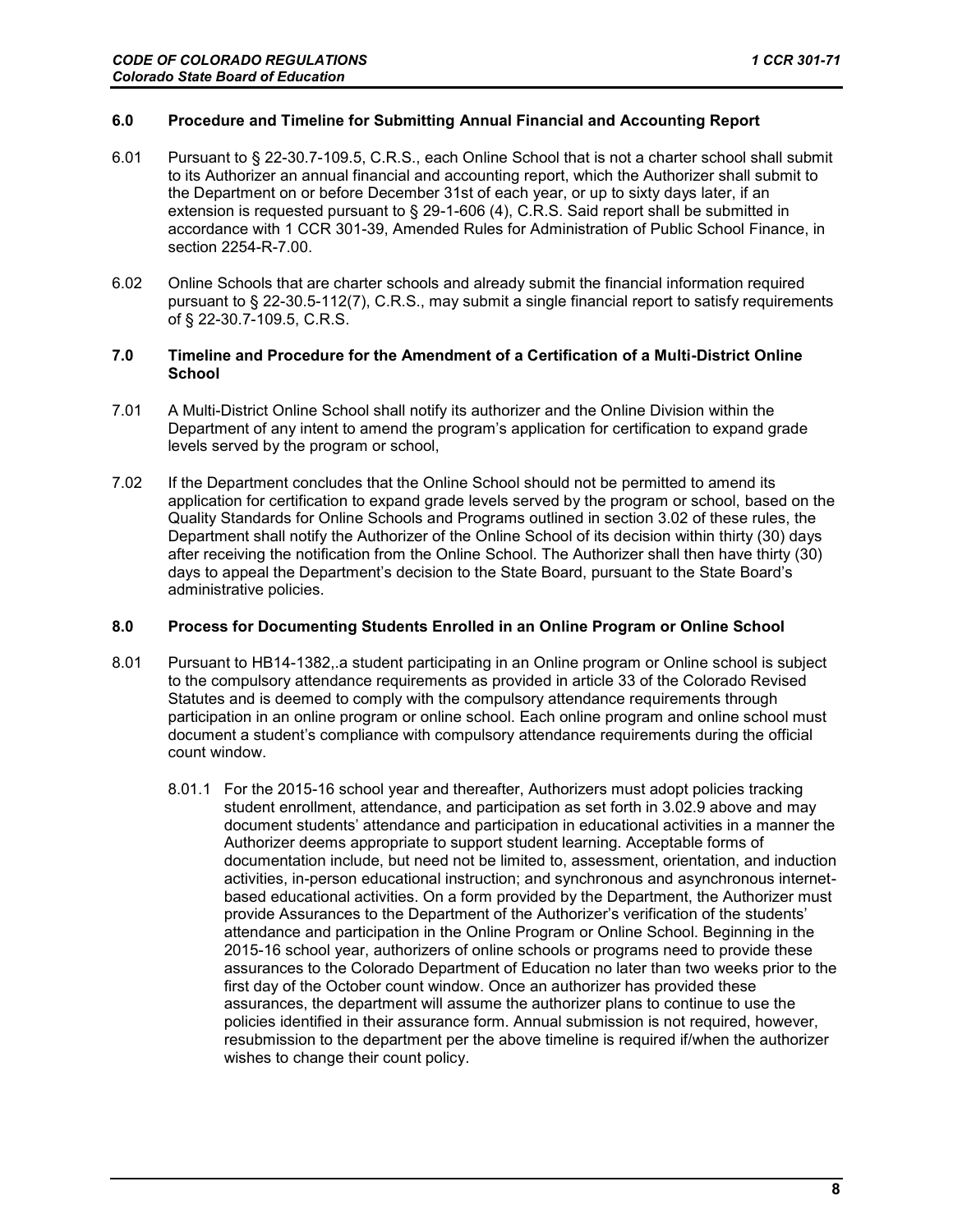### 6.0 Procedure and Timeline for Submitting Annual Financial and Accounting Report

6.01 Pursuant to § 22-30.7-109.5, C.R.S., each Online School that is not a charter school shall submit to its Authorizer an annual financial and accounting report, which the Authorizer shall submit to the Department on or before December 31st of each year, or up to sixty days later, if an extension is requested pursuant to § 29-1-606 (4), C.R.S. Said report shall be submitted in accordance with 1 CCR 301-39, Amended Rules for Administration of Public School Finance, in section 2254-R-7.00.

6.02 Online Schools that are charter schools and already submit the financial information required pursuant to § 22-30.5-112(7), C.R.S., may submit a single financial report to satisfy requirements of § 22-30.7-109.5, C.R.S.

### 7.0 Timeline and Procedure for the Amendment of a Certification of a Multi-District Online School

7.01 A Multi-District Online School shall notify its authorizer and the Online Division within the Department of any intent to amend the program's application for certification to expand grade levels served by the program or school,

7.02 If the Department concludes that the Online School should not be permitted to amend its application for certification to expand grade levels served by the program or school, based on the Quality Standards for Online Schools and Programs outlined in section 3.02 of these rules, the Department shall notify the Authorizer of the Online School of its decision within thirty (30) days after receiving the notification from the Online School. The Authorizer shall then have thirty (30) days to appeal the Department's decision to the State Board, pursuant to the State Board's administrative policies.

### 8.0 Process for Documenting Students Enrolled in an Online Program or Online School

8.01 Pursuant to HB14-1382,.a student participating in an Online program or Online school is subject to the compulsory attendance requirements as provided in article 33 of the Colorado Revised Statutes and is deemed to comply with the compulsory attendance requirements through participation in an online program or online school. Each online program and online school must document a student's compliance with compulsory attendance requirements during the official count window.

8.01.1 For the 2015-16 school year and thereafter, Authorizers must adopt policies tracking student enrollment, attendance, and participation as set forth in 3.02.9 above and may document students' attendance and participation in educational activities in a manner the Authorizer deems appropriate to support student learning. Acceptable forms of documentation include, but need not be limited to, assessment, orientation, and induction activities, in-person educational instruction; and synchronous and asynchronous internet-based educational activities. On a form provided by the Department, the Authorizer must provide Assurances to the Department of the Authorizer's verification of the students' attendance and participation in the Online Program or Online School. Beginning in the 2015-16 school year, authorizers of online schools or programs need to provide these assurances to the Colorado Department of Education no later than two weeks prior to the first day of the October count window. Once an authorizer has provided these assurances, the department will assume the authorizer plans to continue to use the policies identified in their assurance form. Annual submission is not required, however, resubmission to the department per the above timeline is required if/when the authorizer wishes to change their count policy.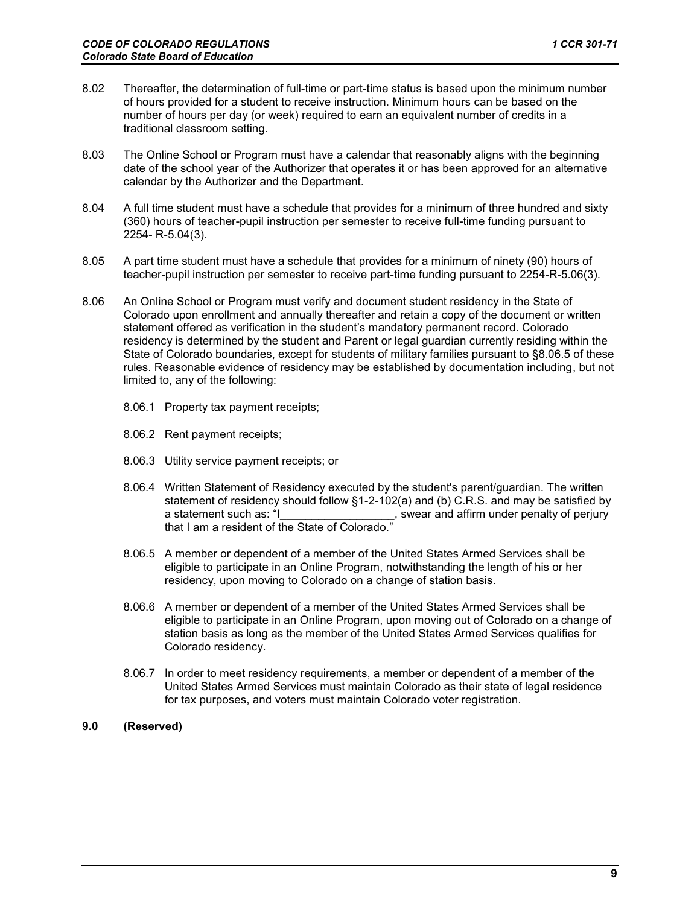8.02 Thereafter, the determination of full-time or part-time status is based upon the minimum number of hours provided for a student to receive instruction. Minimum hours can be based on the number of hours per day (or week) required to earn an equivalent number of credits in a traditional classroom setting.

8.03 The Online School or Program must have a calendar that reasonably aligns with the beginning date of the school year of the Authorizer that operates it or has been approved for an alternative calendar by the Authorizer and the Department.

8.04 A full time student must have a schedule that provides for a minimum of three hundred and sixty (360) hours of teacher-pupil instruction per semester to receive full-time funding pursuant to 2254- R-5.04(3).

8.05 A part time student must have a schedule that provides for a minimum of ninety (90) hours of teacher-pupil instruction per semester to receive part-time funding pursuant to 2254-R-5.06(3).

8.06 An Online School or Program must verify and document student residency in the State of Colorado upon enrollment and annually thereafter and retain a copy of the document or written statement offered as verification in the student's mandatory permanent record. Colorado residency is determined by the student and Parent or legal guardian currently residing within the State of Colorado boundaries, except for students of military families pursuant to §8.06.5 of these rules. Reasonable evidence of residency may be established by documentation including, but not limited to, any of the following:

   8.06.1 Property tax payment receipts;

   8.06.2 Rent payment receipts;

   8.06.3 Utility service payment receipts; or

   8.06.4 Written Statement of Residency executed by the student's parent/guardian. The written statement of residency should follow §1-2-102(a) and (b) C.R.S. and may be satisfied by a statement such as: "I__________________, swear and affirm under penalty of perjury that I am a resident of the State of Colorado."

   8.06.5 A member or dependent of a member of the United States Armed Services shall be eligible to participate in an Online Program, notwithstanding the length of his or her residency, upon moving to Colorado on a change of station basis.

   8.06.6 A member or dependent of a member of the United States Armed Services shall be eligible to participate in an Online Program, upon moving out of Colorado on a change of station basis as long as the member of the United States Armed Services qualifies for Colorado residency.

   8.06.7 In order to meet residency requirements, a member or dependent of a member of the United States Armed Services must maintain Colorado as their state of legal residence for tax purposes, and voters must maintain Colorado voter registration.

## 9.0 (Reserved)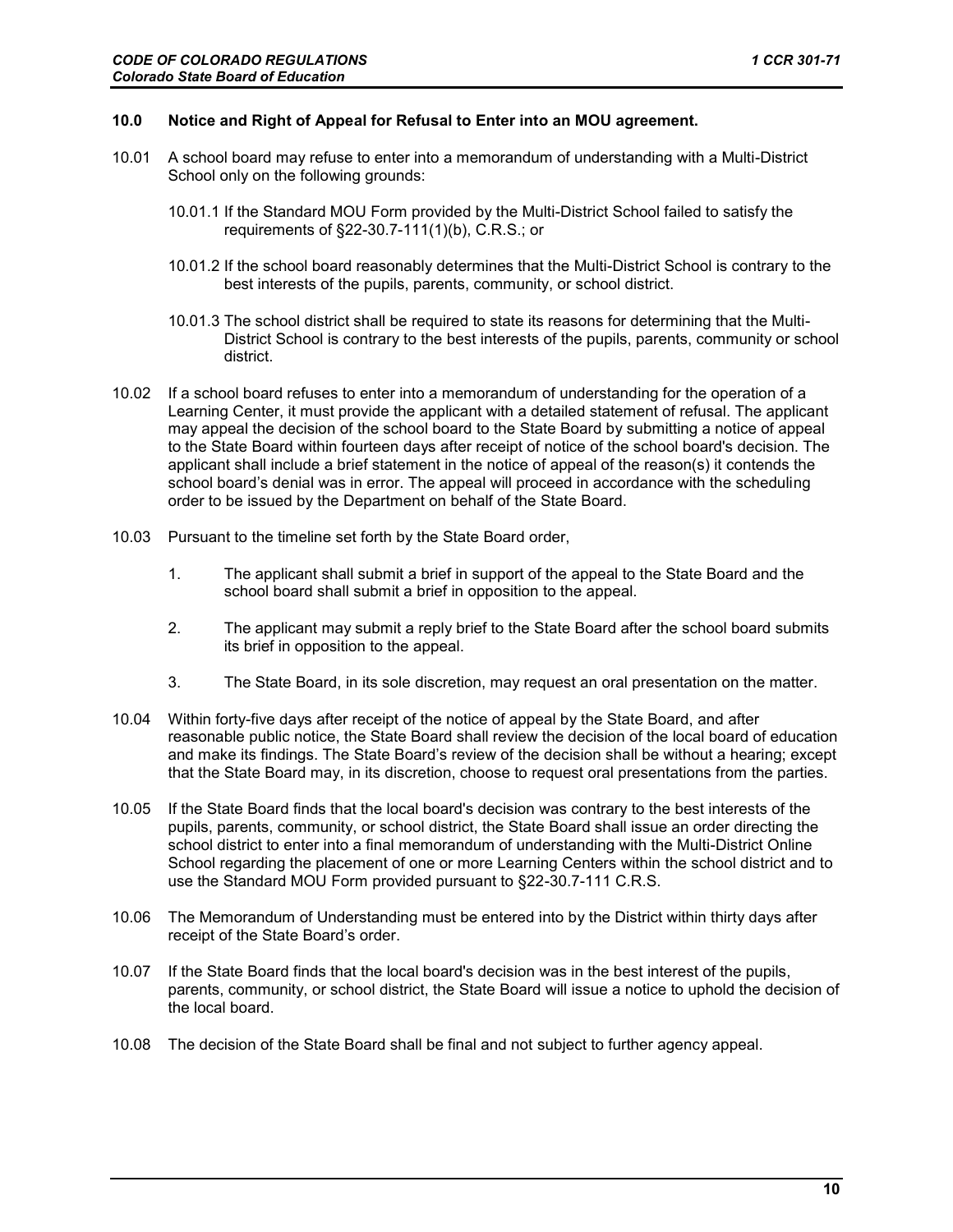### 10.0 Notice and Right of Appeal for Refusal to Enter into an MOU agreement.

10.01 A school board may refuse to enter into a memorandum of understanding with a Multi-District School only on the following grounds:

10.01.1 If the Standard MOU Form provided by the Multi-District School failed to satisfy the requirements of §22-30.7-111(1)(b), C.R.S.; or

10.01.2 If the school board reasonably determines that the Multi-District School is contrary to the best interests of the pupils, parents, community, or school district.

10.01.3 The school district shall be required to state its reasons for determining that the Multi-District School is contrary to the best interests of the pupils, parents, community or school district.

10.02 If a school board refuses to enter into a memorandum of understanding for the operation of a Learning Center, it must provide the applicant with a detailed statement of refusal. The applicant may appeal the decision of the school board to the State Board by submitting a notice of appeal to the State Board within fourteen days after receipt of notice of the school board's decision. The applicant shall include a brief statement in the notice of appeal of the reason(s) it contends the school board's denial was in error. The appeal will proceed in accordance with the scheduling order to be issued by the Department on behalf of the State Board.

10.03 Pursuant to the timeline set forth by the State Board order,

1. The applicant shall submit a brief in support of the appeal to the State Board and the school board shall submit a brief in opposition to the appeal.
2. The applicant may submit a reply brief to the State Board after the school board submits its brief in opposition to the appeal.
3. The State Board, in its sole discretion, may request an oral presentation on the matter.

10.04 Within forty-five days after receipt of the notice of appeal by the State Board, and after reasonable public notice, the State Board shall review the decision of the local board of education and make its findings. The State Board's review of the decision shall be without a hearing; except that the State Board may, in its discretion, choose to request oral presentations from the parties.

10.05 If the State Board finds that the local board's decision was contrary to the best interests of the pupils, parents, community, or school district, the State Board shall issue an order directing the school district to enter into a final memorandum of understanding with the Multi-District Online School regarding the placement of one or more Learning Centers within the school district and to use the Standard MOU Form provided pursuant to §22-30.7-111 C.R.S.

10.06 The Memorandum of Understanding must be entered into by the District within thirty days after receipt of the State Board's order.

10.07 If the State Board finds that the local board's decision was in the best interest of the pupils, parents, community, or school district, the State Board will issue a notice to uphold the decision of the local board.

10.08 The decision of the State Board shall be final and not subject to further agency appeal.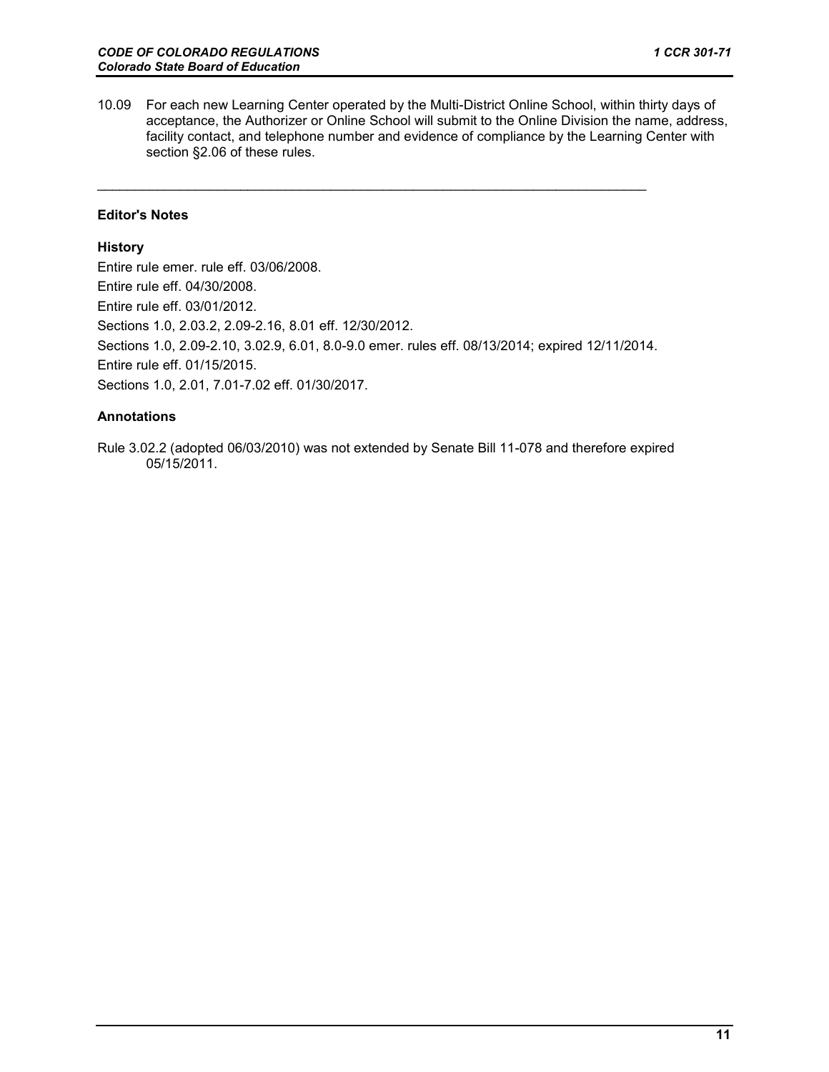10.09 For each new Learning Center operated by the Multi-District Online School, within thirty days of acceptance, the Authorizer or Online School will submit to the Online Division the name, address, facility contact, and telephone number and evidence of compliance by the Learning Center with section §2.06 of these rules.

---

**Editor's Notes**

**History**

Entire rule emer. rule eff. 03/06/2008.

Entire rule eff. 04/30/2008.

Entire rule eff. 03/01/2012.

Sections 1.0, 2.03.2, 2.09-2.16, 8.01 eff. 12/30/2012.

Sections 1.0, 2.09-2.10, 3.02.9, 6.01, 8.0-9.0 emer. rules eff. 08/13/2014; expired 12/11/2014.

Entire rule eff. 01/15/2015.

Sections 1.0, 2.01, 7.01-7.02 eff. 01/30/2017.

**Annotations**

Rule 3.02.2 (adopted 06/03/2010) was not extended by Senate Bill 11-078 and therefore expired 05/15/2011.